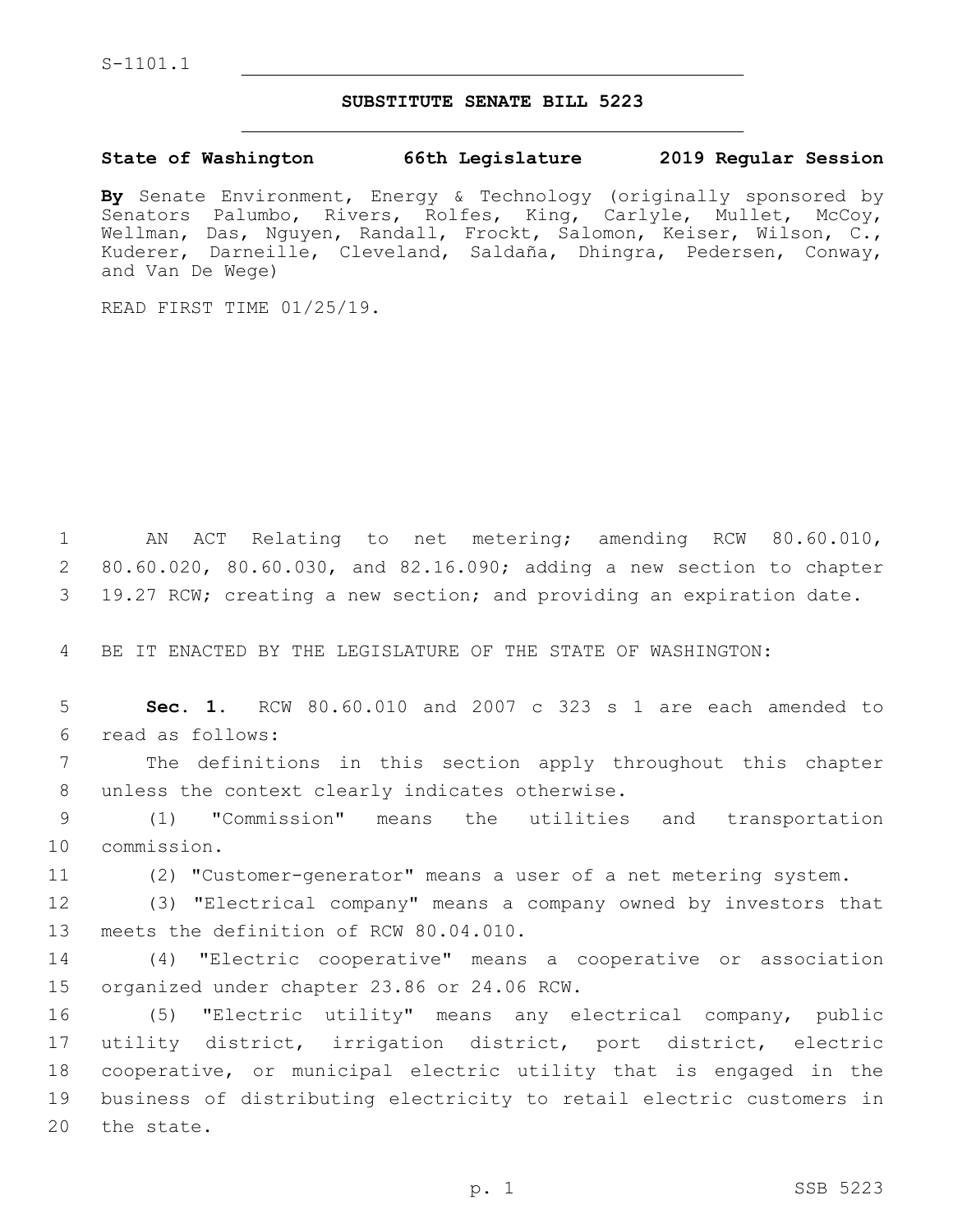S-1101.1

## SUBSTITUTE SENATE BILL 5223

**State of Washington 66th Legislature 2019 Regular Session**

**By** Senate Environment, Energy & Technology (originally sponsored by Senators Palumbo, Rivers, Rolfes, King, Carlyle, Mullet, McCoy, Wellman, Das, Nguyen, Randall, Frockt, Salomon, Keiser, Wilson, C., Kuderer, Darneille, Cleveland, Saldaña, Dhingra, Pedersen, Conway, and Van De Wege)

READ FIRST TIME 01/25/19.

AN ACT Relating to net metering; amending RCW 80.60.010, 80.60.020, 80.60.030, and 82.16.090; adding a new section to chapter 19.27 RCW; creating a new section; and providing an expiration date.

BE IT ENACTED BY THE LEGISLATURE OF THE STATE OF WASHINGTON:

**Sec. 1.** RCW 80.60.010 and 2007 c 323 s 1 are each amended to read as follows:

The definitions in this section apply throughout this chapter unless the context clearly indicates otherwise.

(1) "Commission" means the utilities and transportation commission.

(2) "Customer-generator" means a user of a net metering system.

(3) "Electrical company" means a company owned by investors that meets the definition of RCW 80.04.010.

(4) "Electric cooperative" means a cooperative or association organized under chapter 23.86 or 24.06 RCW.

(5) "Electric utility" means any electrical company, public utility district, irrigation district, port district, electric cooperative, or municipal electric utility that is engaged in the business of distributing electricity to retail electric customers in the state.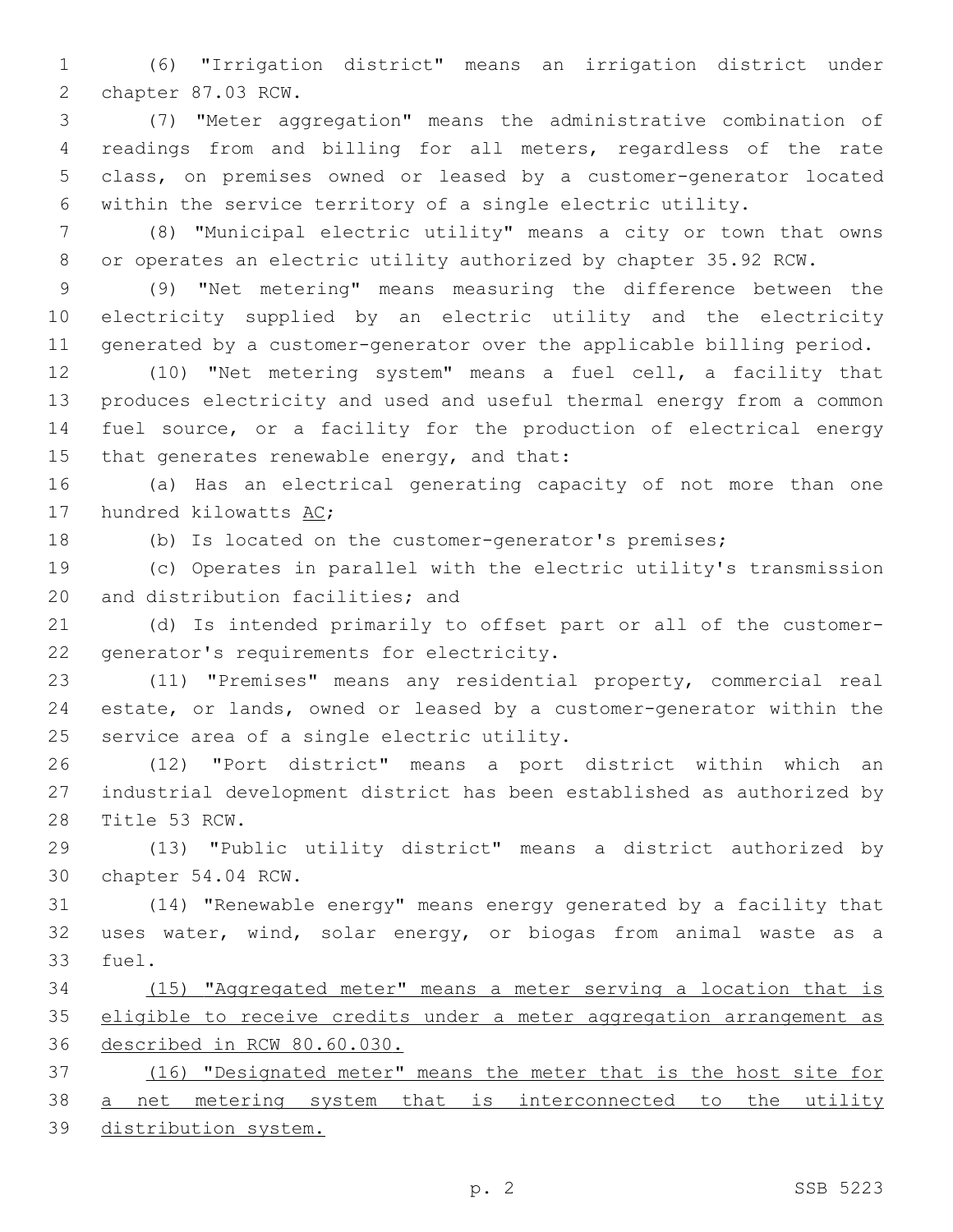(6) "Irrigation district" means an irrigation district under chapter 87.03 RCW.

(7) "Meter aggregation" means the administrative combination of readings from and billing for all meters, regardless of the rate class, on premises owned or leased by a customer-generator located within the service territory of a single electric utility.

(8) "Municipal electric utility" means a city or town that owns or operates an electric utility authorized by chapter 35.92 RCW.

(9) "Net metering" means measuring the difference between the electricity supplied by an electric utility and the electricity generated by a customer-generator over the applicable billing period.

(10) "Net metering system" means a fuel cell, a facility that produces electricity and used and useful thermal energy from a common fuel source, or a facility for the production of electrical energy that generates renewable energy, and that:

(a) Has an electrical generating capacity of not more than one hundred kilowatts <u>AC</u>;

(b) Is located on the customer-generator's premises;

(c) Operates in parallel with the electric utility's transmission and distribution facilities; and

(d) Is intended primarily to offset part or all of the customer-generator's requirements for electricity.

(11) "Premises" means any residential property, commercial real estate, or lands, owned or leased by a customer-generator within the service area of a single electric utility.

(12) "Port district" means a port district within which an industrial development district has been established as authorized by Title 53 RCW.

(13) "Public utility district" means a district authorized by chapter 54.04 RCW.

(14) "Renewable energy" means energy generated by a facility that uses water, wind, solar energy, or biogas from animal waste as a fuel.

<u>(15) "Aggregated meter" means a meter serving a location that is eligible to receive credits under a meter aggregation arrangement as described in RCW 80.60.030.</u>

<u>(16) "Designated meter" means the meter that is the host site for a net metering system that is interconnected to the utility distribution system.</u>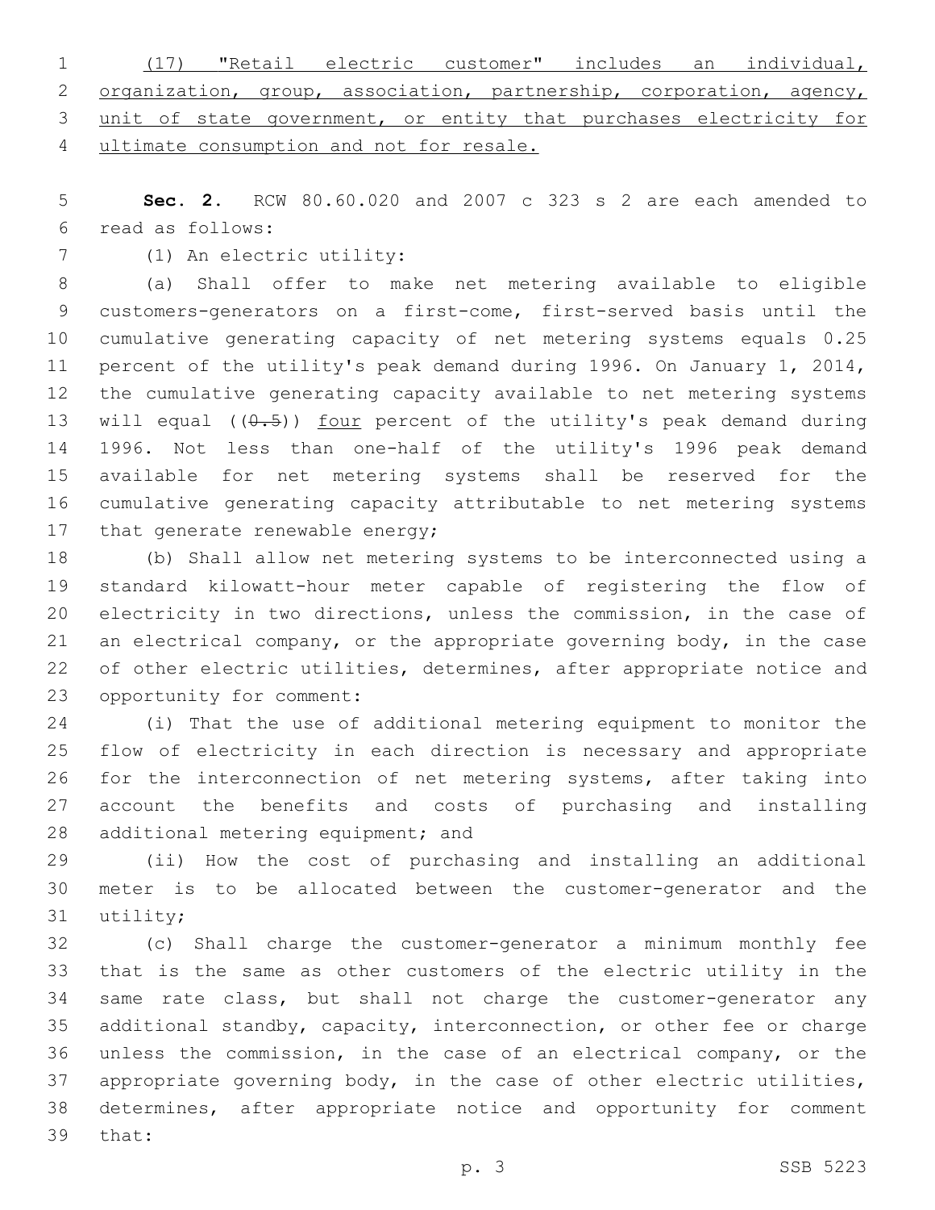(17) "Retail electric customer" includes an individual, organization, group, association, partnership, corporation, agency, unit of state government, or entity that purchases electricity for ultimate consumption and not for resale.

**Sec. 2.** RCW 80.60.020 and 2007 c 323 s 2 are each amended to read as follows:

(1) An electric utility:

(a) Shall offer to make net metering available to eligible customers-generators on a first-come, first-served basis until the cumulative generating capacity of net metering systems equals 0.25 percent of the utility's peak demand during 1996. On January 1, 2014, the cumulative generating capacity available to net metering systems will equal ((~~0.5~~)) four percent of the utility's peak demand during 1996. Not less than one-half of the utility's 1996 peak demand available for net metering systems shall be reserved for the cumulative generating capacity attributable to net metering systems that generate renewable energy;

(b) Shall allow net metering systems to be interconnected using a standard kilowatt-hour meter capable of registering the flow of electricity in two directions, unless the commission, in the case of an electrical company, or the appropriate governing body, in the case of other electric utilities, determines, after appropriate notice and opportunity for comment:

(i) That the use of additional metering equipment to monitor the flow of electricity in each direction is necessary and appropriate for the interconnection of net metering systems, after taking into account the benefits and costs of purchasing and installing additional metering equipment; and

(ii) How the cost of purchasing and installing an additional meter is to be allocated between the customer-generator and the utility;

(c) Shall charge the customer-generator a minimum monthly fee that is the same as other customers of the electric utility in the same rate class, but shall not charge the customer-generator any additional standby, capacity, interconnection, or other fee or charge unless the commission, in the case of an electrical company, or the appropriate governing body, in the case of other electric utilities, determines, after appropriate notice and opportunity for comment that: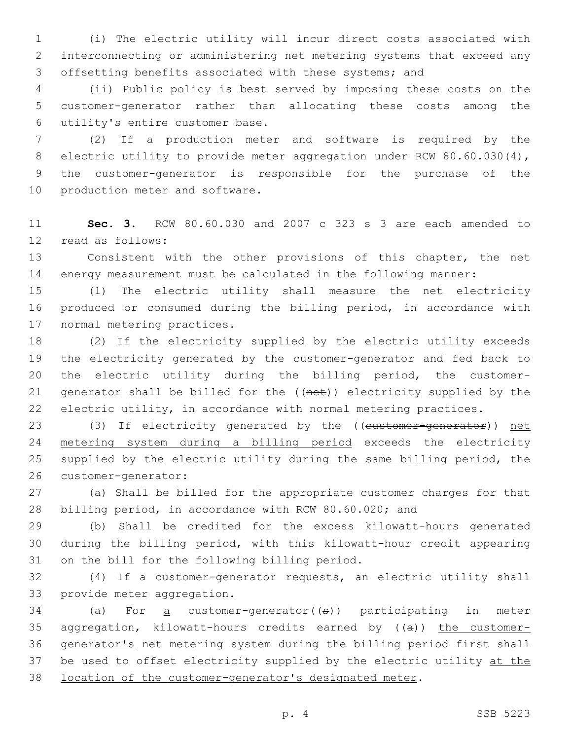(i) The electric utility will incur direct costs associated with interconnecting or administering net metering systems that exceed any offsetting benefits associated with these systems; and

(ii) Public policy is best served by imposing these costs on the customer-generator rather than allocating these costs among the utility's entire customer base.

(2) If a production meter and software is required by the electric utility to provide meter aggregation under RCW 80.60.030(4), the customer-generator is responsible for the purchase of the production meter and software.

**Sec. 3.** RCW 80.60.030 and 2007 c 323 s 3 are each amended to read as follows:

Consistent with the other provisions of this chapter, the net energy measurement must be calculated in the following manner:

(1) The electric utility shall measure the net electricity produced or consumed during the billing period, in accordance with normal metering practices.

(2) If the electricity supplied by the electric utility exceeds the electricity generated by the customer-generator and fed back to the electric utility during the billing period, the customer-generator shall be billed for the ((~~net~~)) electricity supplied by the electric utility, in accordance with normal metering practices.

(3) If electricity generated by the ((~~customer-generator~~)) <u>net metering system during a billing period</u> exceeds the electricity supplied by the electric utility <u>during the same billing period</u>, the customer-generator:

(a) Shall be billed for the appropriate customer charges for that billing period, in accordance with RCW 80.60.020; and

(b) Shall be credited for the excess kilowatt-hours generated during the billing period, with this kilowatt-hour credit appearing on the bill for the following billing period.

(4) If a customer-generator requests, an electric utility shall provide meter aggregation.

(a) For <u>a</u> customer-generator((~~s~~)) participating in meter aggregation, kilowatt-hours credits earned by ((~~a~~)) <u>the customer-generator's</u> net metering system during the billing period first shall be used to offset electricity supplied by the electric utility <u>at the location of the customer-generator's designated meter</u>.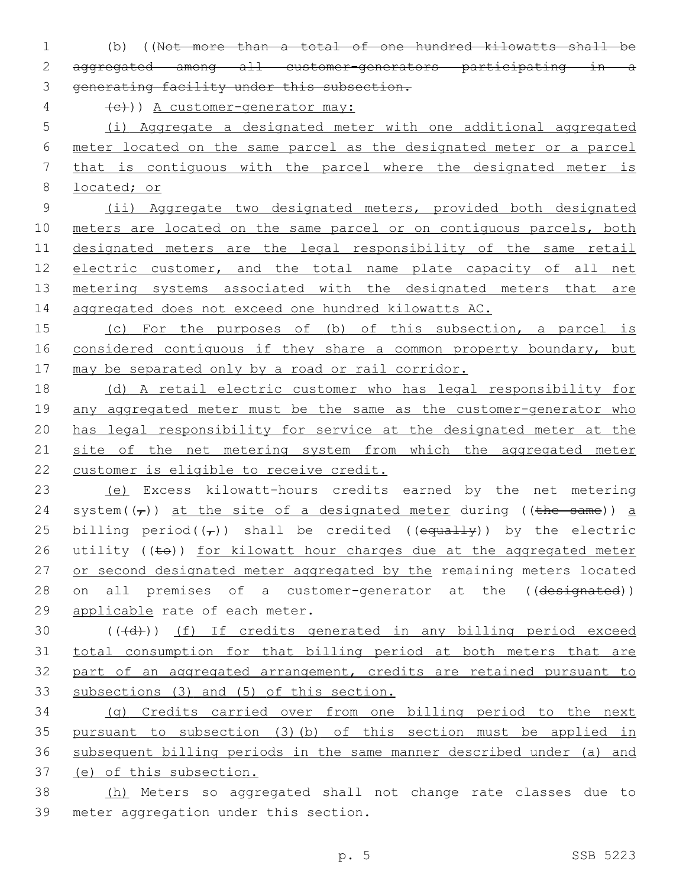(b) ((~~Not more than a total of one hundred kilowatts shall be aggregated among all customer-generators participating in a generating facility under this subsection.~~

~~(c)~~)) A customer-generator may:

(i) Aggregate a designated meter with one additional aggregated meter located on the same parcel as the designated meter or a parcel that is contiguous with the parcel where the designated meter is located; or

(ii) Aggregate two designated meters, provided both designated meters are located on the same parcel or on contiguous parcels, both designated meters are the legal responsibility of the same retail electric customer, and the total name plate capacity of all net metering systems associated with the designated meters that are aggregated does not exceed one hundred kilowatts AC.

(c) For the purposes of (b) of this subsection, a parcel is considered contiguous if they share a common property boundary, but may be separated only by a road or rail corridor.

(d) A retail electric customer who has legal responsibility for any aggregated meter must be the same as the customer-generator who has legal responsibility for service at the designated meter at the site of the net metering system from which the aggregated meter customer is eligible to receive credit.

(e) Excess kilowatt-hours credits earned by the net metering system((~~,~~)) at the site of a designated meter during ((~~the same~~)) a billing period((~~,~~)) shall be credited ((~~equally~~)) by the electric utility ((~~to~~)) for kilowatt hour charges due at the aggregated meter or second designated meter aggregated by the remaining meters located on all premises of a customer-generator at the ((~~designated~~)) applicable rate of each meter.

((~~(d)~~)) (f) If credits generated in any billing period exceed total consumption for that billing period at both meters that are part of an aggregated arrangement, credits are retained pursuant to subsections (3) and (5) of this section.

(g) Credits carried over from one billing period to the next pursuant to subsection (3)(b) of this section must be applied in subsequent billing periods in the same manner described under (a) and (e) of this subsection.

(h) Meters so aggregated shall not change rate classes due to meter aggregation under this section.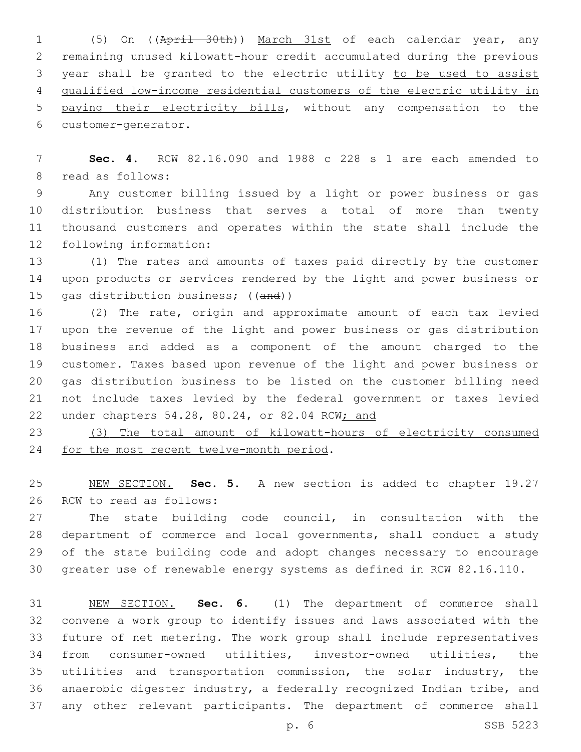(5) On ((~~April 30th~~)) <u>March 31st</u> of each calendar year, any remaining unused kilowatt-hour credit accumulated during the previous year shall be granted to the electric utility <u>to be used to assist qualified low-income residential customers of the electric utility in paying their electricity bills</u>, without any compensation to the customer-generator.

**Sec. 4.** RCW 82.16.090 and 1988 c 228 s 1 are each amended to read as follows:

Any customer billing issued by a light or power business or gas distribution business that serves a total of more than twenty thousand customers and operates within the state shall include the following information:

(1) The rates and amounts of taxes paid directly by the customer upon products or services rendered by the light and power business or gas distribution business; ((~~and~~))

(2) The rate, origin and approximate amount of each tax levied upon the revenue of the light and power business or gas distribution business and added as a component of the amount charged to the customer. Taxes based upon revenue of the light and power business or gas distribution business to be listed on the customer billing need not include taxes levied by the federal government or taxes levied under chapters 54.28, 80.24, or 82.04 RCW<u>; and</u>

<u>(3) The total amount of kilowatt-hours of electricity consumed for the most recent twelve-month period</u>.

<u>NEW SECTION.</u> **Sec. 5.** A new section is added to chapter 19.27 RCW to read as follows:

The state building code council, in consultation with the department of commerce and local governments, shall conduct a study of the state building code and adopt changes necessary to encourage greater use of renewable energy systems as defined in RCW 82.16.110.

<u>NEW SECTION.</u> **Sec. 6.** (1) The department of commerce shall convene a work group to identify issues and laws associated with the future of net metering. The work group shall include representatives from consumer-owned utilities, investor-owned utilities, the utilities and transportation commission, the solar industry, the anaerobic digester industry, a federally recognized Indian tribe, and any other relevant participants. The department of commerce shall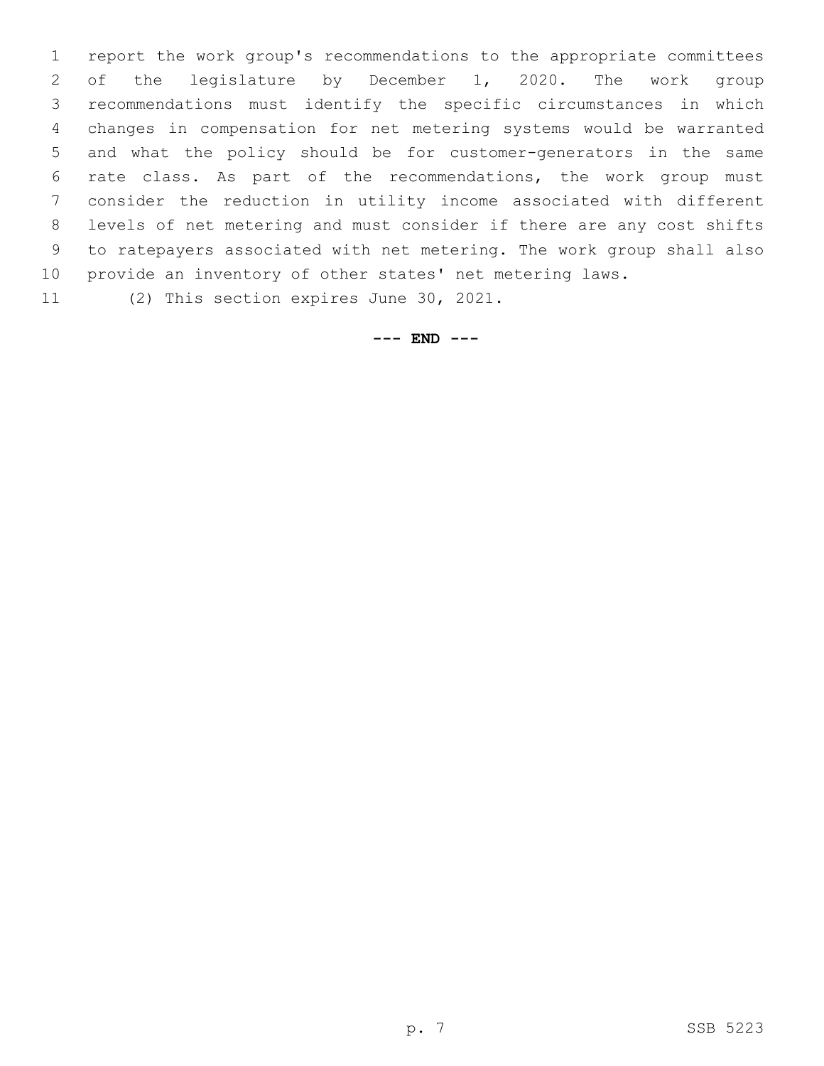report the work group's recommendations to the appropriate committees of the legislature by December 1, 2020. The work group recommendations must identify the specific circumstances in which changes in compensation for net metering systems would be warranted and what the policy should be for customer-generators in the same rate class. As part of the recommendations, the work group must consider the reduction in utility income associated with different levels of net metering and must consider if there are any cost shifts to ratepayers associated with net metering. The work group shall also provide an inventory of other states' net metering laws.

(2) This section expires June 30, 2021.

**--- END ---**